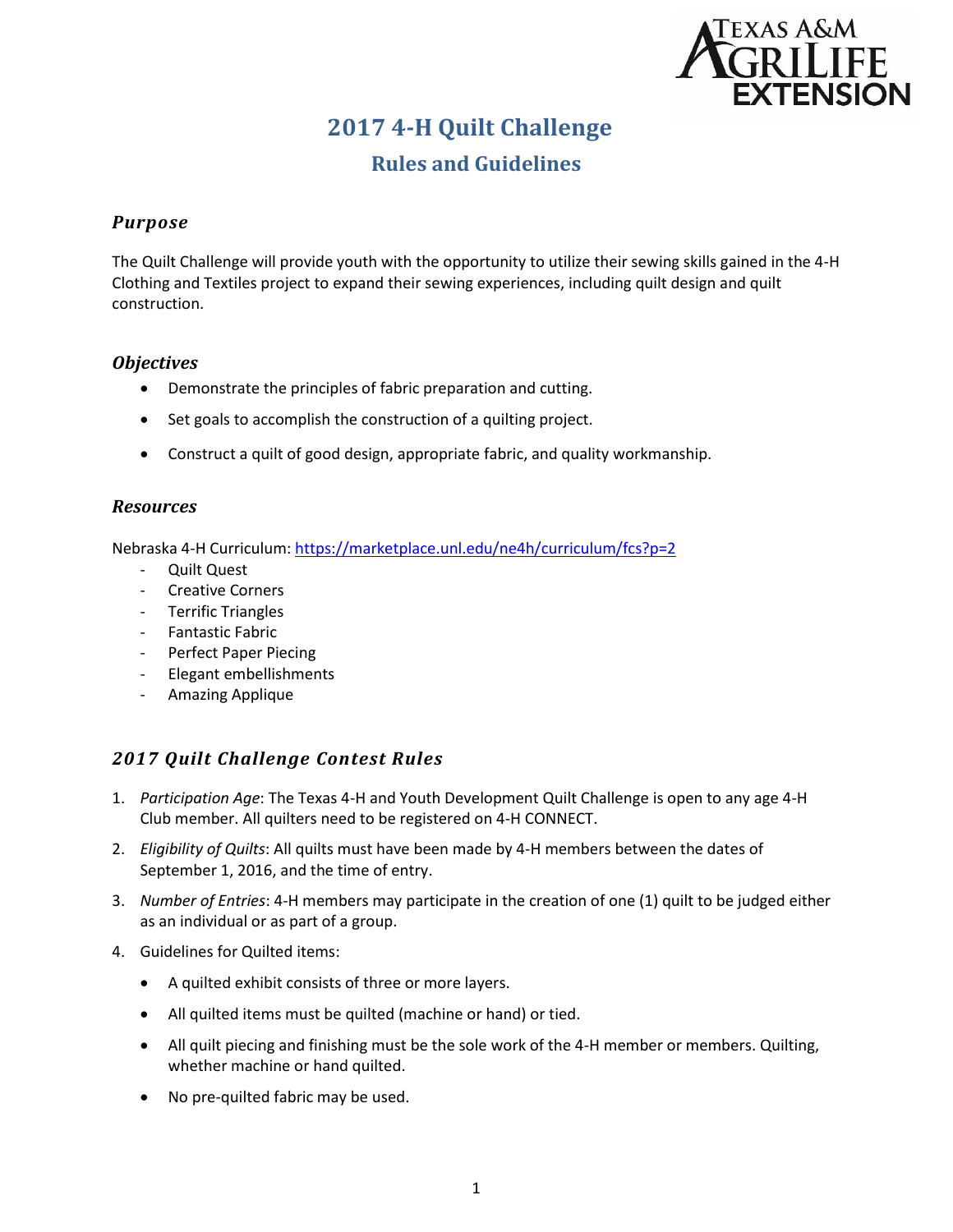# 2017 4-H Quilt Challenge

## Rules and Guidelines

### *Purpose*

The Quilt Challenge will provide youth with the opportunity to utilize their sewing skills gained in the 4-H Clothing and Textiles project to expand their sewing experiences, including quilt design and quilt construction.

### *Objectives*

- Demonstrate the principles of fabric preparation and cutting.
- Set goals to accomplish the construction of a quilting project.
- Construct a quilt of good design, appropriate fabric, and quality workmanship.

### *Resources*

Nebraska 4-H Curriculum: https://marketplace.unl.edu/ne4h/curriculum/fcs?p=2

- Quilt Quest
- Creative Corners
- Terrific Triangles
- Fantastic Fabric
- Perfect Paper Piecing
- Elegant embellishments
- Amazing Applique

### *2017 Quilt Challenge Contest Rules*

1. *Participation Age*: The Texas 4-H and Youth Development Quilt Challenge is open to any age 4-H Club member. All quilters need to be registered on 4-H CONNECT.
2. *Eligibility of Quilts*: All quilts must have been made by 4-H members between the dates of September 1, 2016, and the time of entry.
3. *Number of Entries*: 4-H members may participate in the creation of one (1) quilt to be judged either as an individual or as part of a group.
4. Guidelines for Quilted items:
   - A quilted exhibit consists of three or more layers.
   - All quilted items must be quilted (machine or hand) or tied.
   - All quilt piecing and finishing must be the sole work of the 4-H member or members. Quilting, whether machine or hand quilted.
   - No pre-quilted fabric may be used.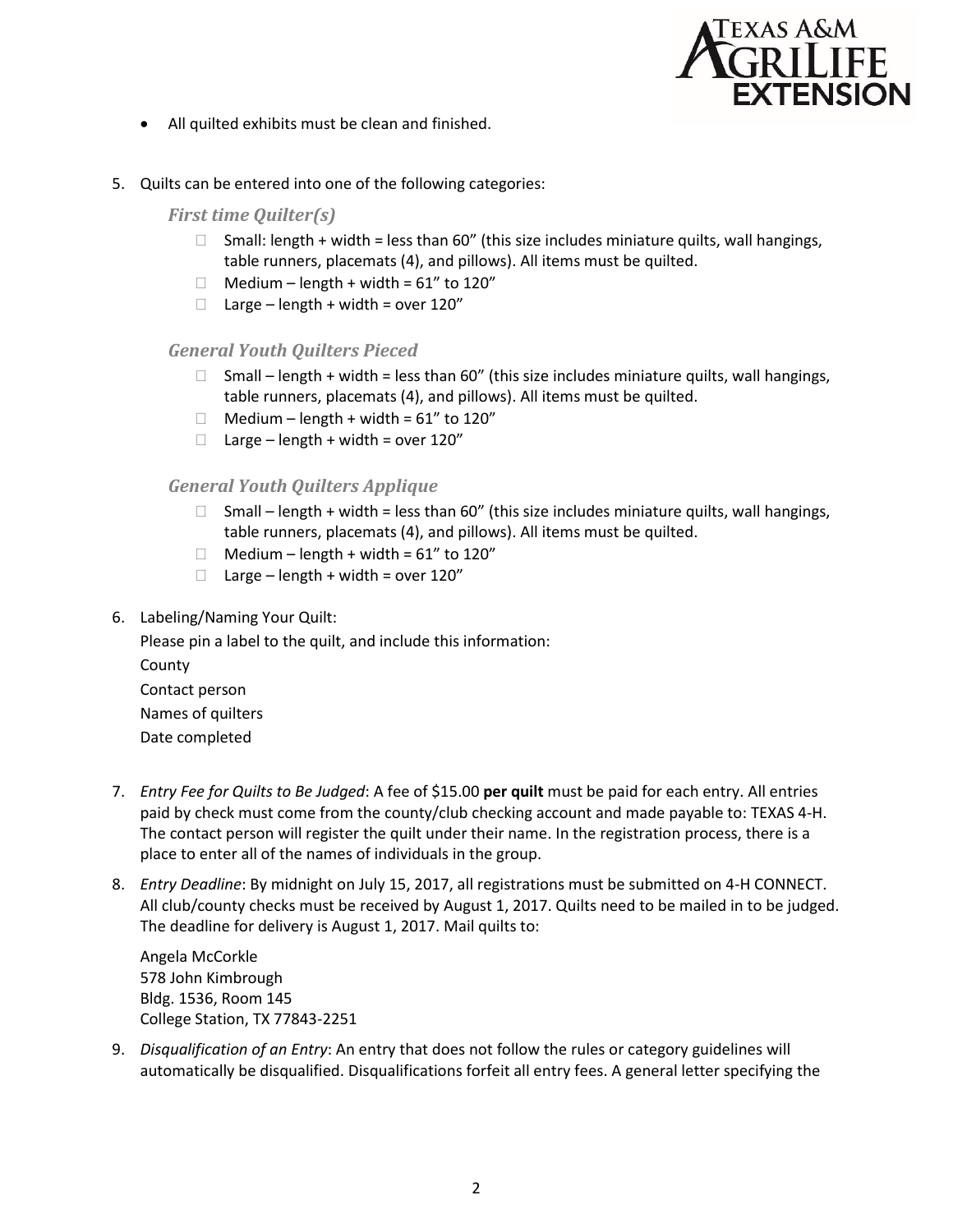- All quilted exhibits must be clean and finished.

5. Quilts can be entered into one of the following categories:

   ***First time Quilter(s)***

   - Small: length + width = less than 60" (this size includes miniature quilts, wall hangings, table runners, placemats (4), and pillows). All items must be quilted.
   - Medium – length + width = 61" to 120"
   - Large – length + width = over 120"

   ***General Youth Quilters Pieced***

   - Small – length + width = less than 60" (this size includes miniature quilts, wall hangings, table runners, placemats (4), and pillows). All items must be quilted.
   - Medium – length + width = 61" to 120"
   - Large – length + width = over 120"

   ***General Youth Quilters Applique***

   - Small – length + width = less than 60" (this size includes miniature quilts, wall hangings, table runners, placemats (4), and pillows). All items must be quilted.
   - Medium – length + width = 61" to 120"
   - Large – length + width = over 120"

6. Labeling/Naming Your Quilt:

   Please pin a label to the quilt, and include this information:

   County

   Contact person

   Names of quilters

   Date completed

7. *Entry Fee for Quilts to Be Judged*: A fee of $15.00 **per quilt** must be paid for each entry. All entries paid by check must come from the county/club checking account and made payable to: TEXAS 4-H. The contact person will register the quilt under their name. In the registration process, there is a place to enter all of the names of individuals in the group.

8. *Entry Deadline*: By midnight on July 15, 2017, all registrations must be submitted on 4-H CONNECT. All club/county checks must be received by August 1, 2017. Quilts need to be mailed in to be judged. The deadline for delivery is August 1, 2017. Mail quilts to:

   Angela McCorkle
   578 John Kimbrough
   Bldg. 1536, Room 145
   College Station, TX 77843-2251

9. *Disqualification of an Entry*: An entry that does not follow the rules or category guidelines will automatically be disqualified. Disqualifications forfeit all entry fees. A general letter specifying the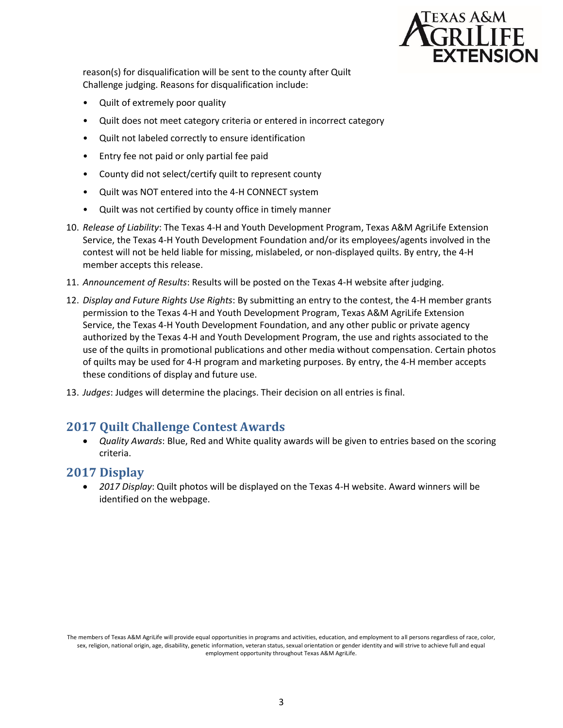reason(s) for disqualification will be sent to the county after Quilt Challenge judging. Reasons for disqualification include:

- Quilt of extremely poor quality
- Quilt does not meet category criteria or entered in incorrect category
- Quilt not labeled correctly to ensure identification
- Entry fee not paid or only partial fee paid
- County did not select/certify quilt to represent county
- Quilt was NOT entered into the 4-H CONNECT system
- Quilt was not certified by county office in timely manner

10. *Release of Liability*: The Texas 4-H and Youth Development Program, Texas A&M AgriLife Extension Service, the Texas 4-H Youth Development Foundation and/or its employees/agents involved in the contest will not be held liable for missing, mislabeled, or non-displayed quilts. By entry, the 4-H member accepts this release.
11. *Announcement of Results*: Results will be posted on the Texas 4-H website after judging.
12. *Display and Future Rights Use Rights*: By submitting an entry to the contest, the 4-H member grants permission to the Texas 4-H and Youth Development Program, Texas A&M AgriLife Extension Service, the Texas 4-H Youth Development Foundation, and any other public or private agency authorized by the Texas 4-H and Youth Development Program, the use and rights associated to the use of the quilts in promotional publications and other media without compensation. Certain photos of quilts may be used for 4-H program and marketing purposes. By entry, the 4-H member accepts these conditions of display and future use.
13. *Judges*: Judges will determine the placings. Their decision on all entries is final.

## 2017 Quilt Challenge Contest Awards

- *Quality Awards*: Blue, Red and White quality awards will be given to entries based on the scoring criteria.

## 2017 Display

- *2017 Display*: Quilt photos will be displayed on the Texas 4-H website. Award winners will be identified on the webpage.

The members of Texas A&M AgriLife will provide equal opportunities in programs and activities, education, and employment to all persons regardless of race, color, sex, religion, national origin, age, disability, genetic information, veteran status, sexual orientation or gender identity and will strive to achieve full and equal employment opportunity throughout Texas A&M AgriLife.